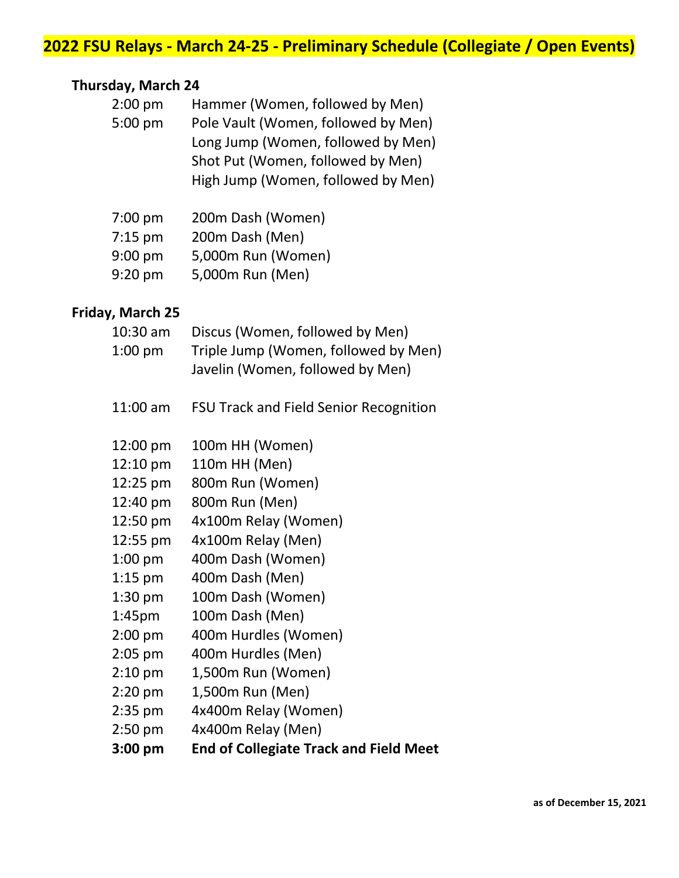# 2022 FSU Relays - March 24-25 - Preliminary Schedule (Collegiate / Open Events)

**Thursday, March 24**

| | |
|---|---|
| 2:00 pm | Hammer (Women, followed by Men) |
| 5:00 pm | Pole Vault (Women, followed by Men) |
| | Long Jump (Women, followed by Men) |
| | Shot Put (Women, followed by Men) |
| | High Jump (Women, followed by Men) |
| 7:00 pm | 200m Dash (Women) |
| 7:15 pm | 200m Dash (Men) |
| 9:00 pm | 5,000m Run (Women) |
| 9:20 pm | 5,000m Run (Men) |

**Friday, March 25**

| | |
|---|---|
| 10:30 am | Discus (Women, followed by Men) |
| 1:00 pm | Triple Jump (Women, followed by Men) |
| | Javelin (Women, followed by Men) |
| 11:00 am | FSU Track and Field Senior Recognition |
| 12:00 pm | 100m HH (Women) |
| 12:10 pm | 110m HH (Men) |
| 12:25 pm | 800m Run (Women) |
| 12:40 pm | 800m Run (Men) |
| 12:50 pm | 4x100m Relay (Women) |
| 12:55 pm | 4x100m Relay (Men) |
| 1:00 pm | 400m Dash (Women) |
| 1:15 pm | 400m Dash (Men) |
| 1:30 pm | 100m Dash (Women) |
| 1:45pm | 100m Dash (Men) |
| 2:00 pm | 400m Hurdles (Women) |
| 2:05 pm | 400m Hurdles (Men) |
| 2:10 pm | 1,500m Run (Women) |
| 2:20 pm | 1,500m Run (Men) |
| 2:35 pm | 4x400m Relay (Women) |
| 2:50 pm | 4x400m Relay (Men) |
| **3:00 pm** | **End of Collegiate Track and Field Meet** |

**as of December 15, 2021**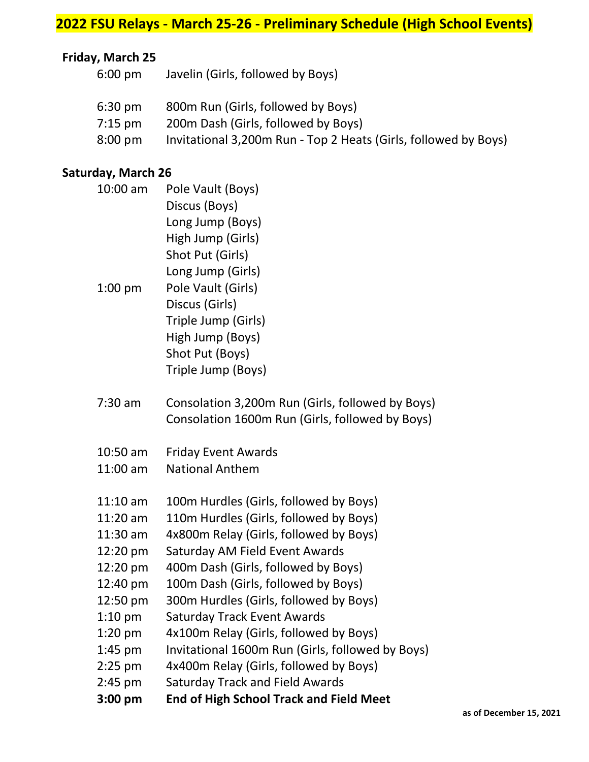# 2022 FSU Relays - March 25-26 - Preliminary Schedule (High School Events)

**Friday, March 25**

| | |
|---|---|
| 6:00 pm | Javelin (Girls, followed by Boys) |
| | |
| 6:30 pm | 800m Run (Girls, followed by Boys) |
| 7:15 pm | 200m Dash (Girls, followed by Boys) |
| 8:00 pm | Invitational 3,200m Run - Top 2 Heats (Girls, followed by Boys) |

**Saturday, March 26**

| | |
|---|---|
| 10:00 am | Pole Vault (Boys) |
| | Discus (Boys) |
| | Long Jump (Boys) |
| | High Jump (Girls) |
| | Shot Put (Girls) |
| | Long Jump (Girls) |
| 1:00 pm | Pole Vault (Girls) |
| | Discus (Girls) |
| | Triple Jump (Girls) |
| | High Jump (Boys) |
| | Shot Put (Boys) |
| | Triple Jump (Boys) |
| | |
| 7:30 am | Consolation 3,200m Run (Girls, followed by Boys) |
| | Consolation 1600m Run (Girls, followed by Boys) |
| | |
| 10:50 am | Friday Event Awards |
| 11:00 am | National Anthem |
| | |
| 11:10 am | 100m Hurdles (Girls, followed by Boys) |
| 11:20 am | 110m Hurdles (Girls, followed by Boys) |
| 11:30 am | 4x800m Relay (Girls, followed by Boys) |
| 12:20 pm | Saturday AM Field Event Awards |
| 12:20 pm | 400m Dash (Girls, followed by Boys) |
| 12:40 pm | 100m Dash (Girls, followed by Boys) |
| 12:50 pm | 300m Hurdles (Girls, followed by Boys) |
| 1:10 pm | Saturday Track Event Awards |
| 1:20 pm | 4x100m Relay (Girls, followed by Boys) |
| 1:45 pm | Invitational 1600m Run (Girls, followed by Boys) |
| 2:25 pm | 4x400m Relay (Girls, followed by Boys) |
| 2:45 pm | Saturday Track and Field Awards |
| **3:00 pm** | **End of High School Track and Field Meet** |

**as of December 15, 2021**